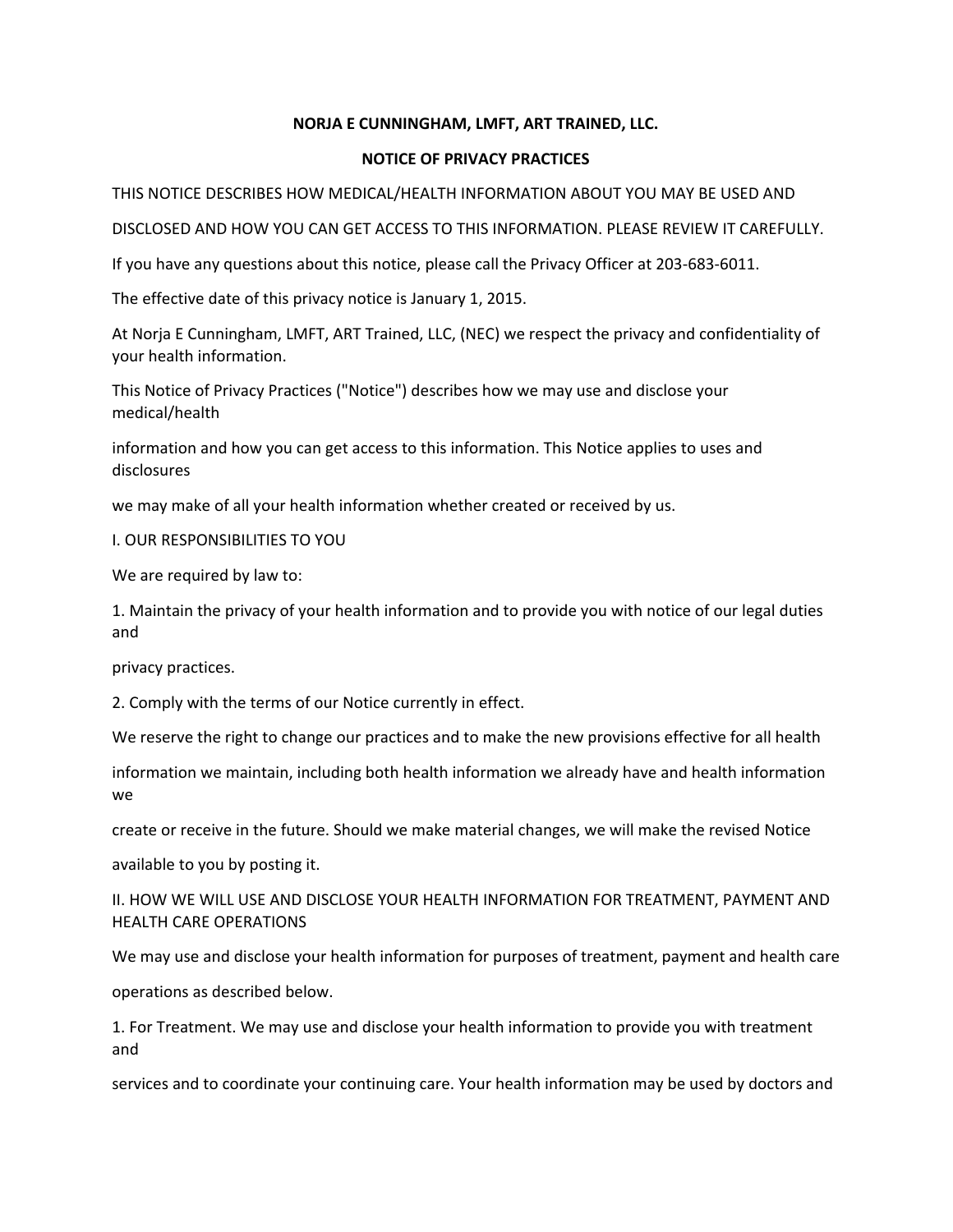**NORJA E CUNNINGHAM, LMFT, ART TRAINED, LLC.**

**NOTICE OF PRIVACY PRACTICES**

THIS NOTICE DESCRIBES HOW MEDICAL/HEALTH INFORMATION ABOUT YOU MAY BE USED AND DISCLOSED AND HOW YOU CAN GET ACCESS TO THIS INFORMATION. PLEASE REVIEW IT CAREFULLY.

If you have any questions about this notice, please call the Privacy Officer at 203-683-6011.

The effective date of this privacy notice is January 1, 2015.

At Norja E Cunningham, LMFT, ART Trained, LLC, (NEC) we respect the privacy and confidentiality of your health information.

This Notice of Privacy Practices ("Notice") describes how we may use and disclose your medical/health information and how you can get access to this information. This Notice applies to uses and disclosures we may make of all your health information whether created or received by us.

I. OUR RESPONSIBILITIES TO YOU

We are required by law to:

1. Maintain the privacy of your health information and to provide you with notice of our legal duties and privacy practices.

2. Comply with the terms of our Notice currently in effect.

We reserve the right to change our practices and to make the new provisions effective for all health information we maintain, including both health information we already have and health information we create or receive in the future. Should we make material changes, we will make the revised Notice available to you by posting it.

II. HOW WE WILL USE AND DISCLOSE YOUR HEALTH INFORMATION FOR TREATMENT, PAYMENT AND HEALTH CARE OPERATIONS

We may use and disclose your health information for purposes of treatment, payment and health care operations as described below.

1. For Treatment. We may use and disclose your health information to provide you with treatment and services and to coordinate your continuing care. Your health information may be used by doctors and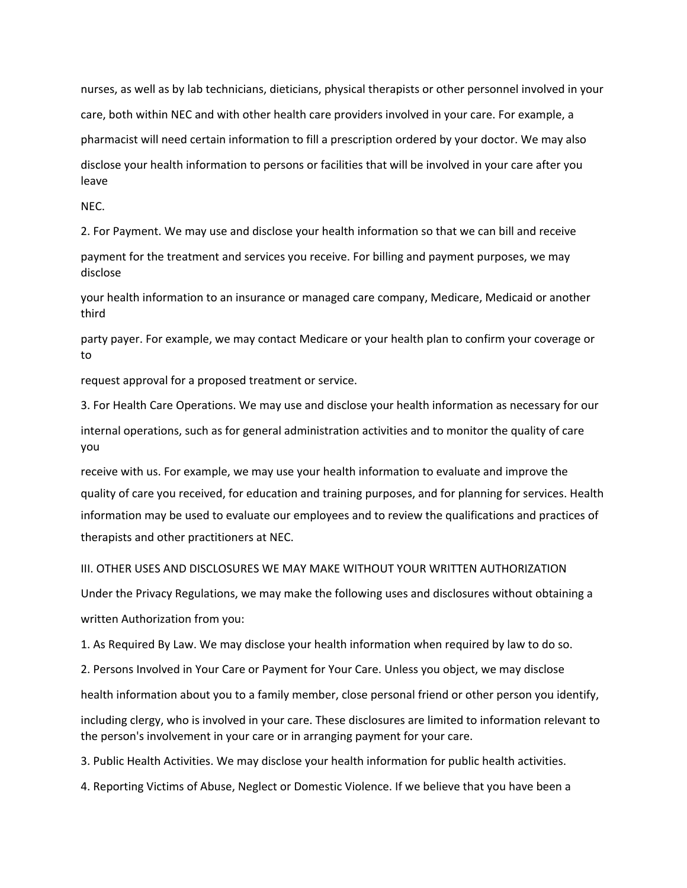nurses, as well as by lab technicians, dieticians, physical therapists or other personnel involved in your care, both within NEC and with other health care providers involved in your care. For example, a pharmacist will need certain information to fill a prescription ordered by your doctor. We may also disclose your health information to persons or facilities that will be involved in your care after you leave NEC.

2. For Payment. We may use and disclose your health information so that we can bill and receive payment for the treatment and services you receive. For billing and payment purposes, we may disclose your health information to an insurance or managed care company, Medicare, Medicaid or another third party payer. For example, we may contact Medicare or your health plan to confirm your coverage or to request approval for a proposed treatment or service.

3. For Health Care Operations. We may use and disclose your health information as necessary for our internal operations, such as for general administration activities and to monitor the quality of care you receive with us. For example, we may use your health information to evaluate and improve the quality of care you received, for education and training purposes, and for planning for services. Health information may be used to evaluate our employees and to review the qualifications and practices of therapists and other practitioners at NEC.

III. OTHER USES AND DISCLOSURES WE MAY MAKE WITHOUT YOUR WRITTEN AUTHORIZATION

Under the Privacy Regulations, we may make the following uses and disclosures without obtaining a written Authorization from you:

1. As Required By Law. We may disclose your health information when required by law to do so.

2. Persons Involved in Your Care or Payment for Your Care. Unless you object, we may disclose health information about you to a family member, close personal friend or other person you identify, including clergy, who is involved in your care. These disclosures are limited to information relevant to the person's involvement in your care or in arranging payment for your care.

3. Public Health Activities. We may disclose your health information for public health activities.

4. Reporting Victims of Abuse, Neglect or Domestic Violence. If we believe that you have been a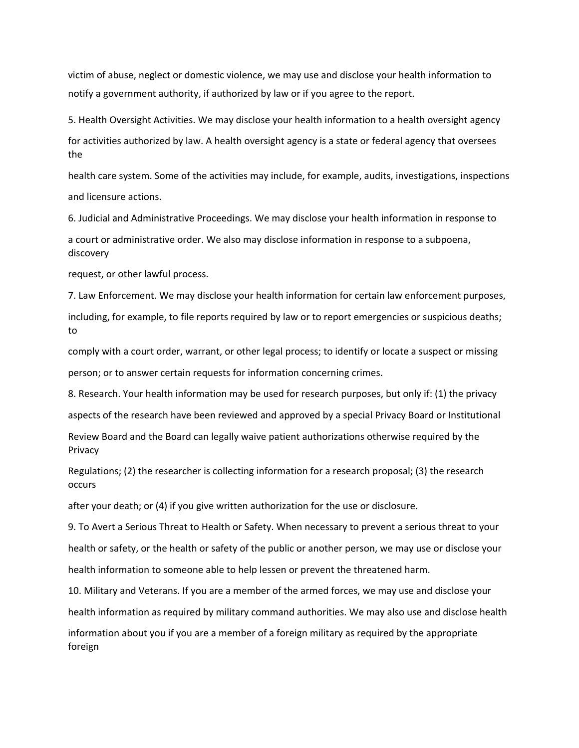victim of abuse, neglect or domestic violence, we may use and disclose your health information to notify a government authority, if authorized by law or if you agree to the report.

5. Health Oversight Activities. We may disclose your health information to a health oversight agency for activities authorized by law. A health oversight agency is a state or federal agency that oversees the health care system. Some of the activities may include, for example, audits, investigations, inspections and licensure actions.

6. Judicial and Administrative Proceedings. We may disclose your health information in response to a court or administrative order. We also may disclose information in response to a subpoena, discovery request, or other lawful process.

7. Law Enforcement. We may disclose your health information for certain law enforcement purposes, including, for example, to file reports required by law or to report emergencies or suspicious deaths; to comply with a court order, warrant, or other legal process; to identify or locate a suspect or missing person; or to answer certain requests for information concerning crimes.

8. Research. Your health information may be used for research purposes, but only if: (1) the privacy aspects of the research have been reviewed and approved by a special Privacy Board or Institutional Review Board and the Board can legally waive patient authorizations otherwise required by the Privacy Regulations; (2) the researcher is collecting information for a research proposal; (3) the research occurs after your death; or (4) if you give written authorization for the use or disclosure.

9. To Avert a Serious Threat to Health or Safety. When necessary to prevent a serious threat to your health or safety, or the health or safety of the public or another person, we may use or disclose your health information to someone able to help lessen or prevent the threatened harm.

10. Military and Veterans. If you are a member of the armed forces, we may use and disclose your health information as required by military command authorities. We may also use and disclose health information about you if you are a member of a foreign military as required by the appropriate foreign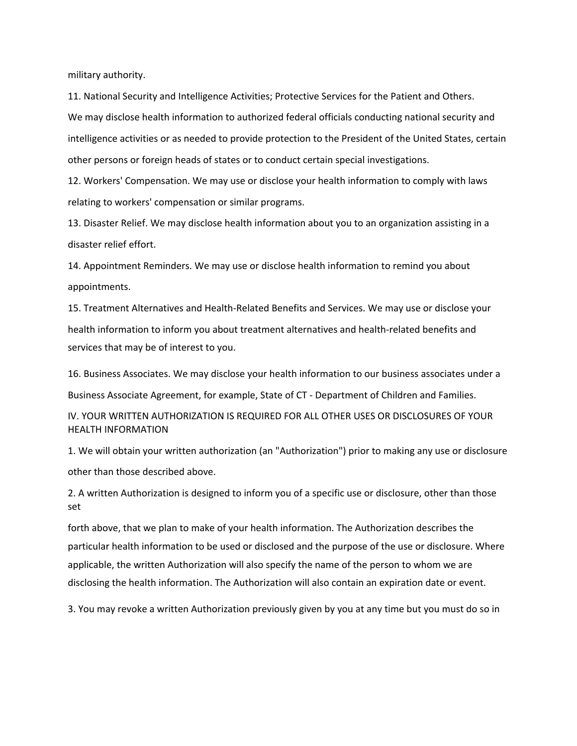military authority.

11. National Security and Intelligence Activities; Protective Services for the Patient and Others. We may disclose health information to authorized federal officials conducting national security and intelligence activities or as needed to provide protection to the President of the United States, certain other persons or foreign heads of states or to conduct certain special investigations.

12. Workers' Compensation. We may use or disclose your health information to comply with laws relating to workers' compensation or similar programs.

13. Disaster Relief. We may disclose health information about you to an organization assisting in a disaster relief effort.

14. Appointment Reminders. We may use or disclose health information to remind you about appointments.

15. Treatment Alternatives and Health-Related Benefits and Services. We may use or disclose your health information to inform you about treatment alternatives and health-related benefits and services that may be of interest to you.

16. Business Associates. We may disclose your health information to our business associates under a Business Associate Agreement, for example, State of CT - Department of Children and Families.

## IV. YOUR WRITTEN AUTHORIZATION IS REQUIRED FOR ALL OTHER USES OR DISCLOSURES OF YOUR HEALTH INFORMATION

1. We will obtain your written authorization (an "Authorization") prior to making any use or disclosure other than those described above.

2. A written Authorization is designed to inform you of a specific use or disclosure, other than those set forth above, that we plan to make of your health information. The Authorization describes the particular health information to be used or disclosed and the purpose of the use or disclosure. Where applicable, the written Authorization will also specify the name of the person to whom we are disclosing the health information. The Authorization will also contain an expiration date or event.

3. You may revoke a written Authorization previously given by you at any time but you must do so in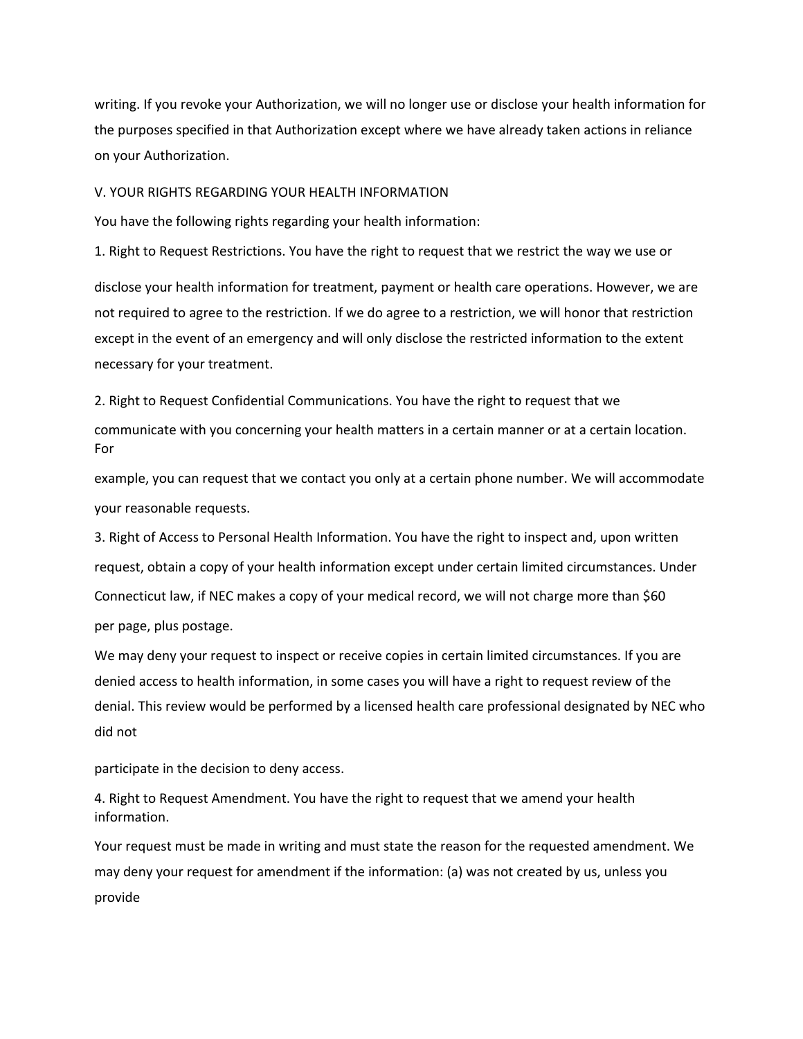writing. If you revoke your Authorization, we will no longer use or disclose your health information for the purposes specified in that Authorization except where we have already taken actions in reliance on your Authorization.

## V. YOUR RIGHTS REGARDING YOUR HEALTH INFORMATION

You have the following rights regarding your health information:

1. Right to Request Restrictions. You have the right to request that we restrict the way we use or disclose your health information for treatment, payment or health care operations. However, we are not required to agree to the restriction. If we do agree to a restriction, we will honor that restriction except in the event of an emergency and will only disclose the restricted information to the extent necessary for your treatment.

2. Right to Request Confidential Communications. You have the right to request that we communicate with you concerning your health matters in a certain manner or at a certain location. For example, you can request that we contact you only at a certain phone number. We will accommodate your reasonable requests.

3. Right of Access to Personal Health Information. You have the right to inspect and, upon written request, obtain a copy of your health information except under certain limited circumstances. Under Connecticut law, if NEC makes a copy of your medical record, we will not charge more than $60 per page, plus postage.

We may deny your request to inspect or receive copies in certain limited circumstances. If you are denied access to health information, in some cases you will have a right to request review of the denial. This review would be performed by a licensed health care professional designated by NEC who did not participate in the decision to deny access.

4. Right to Request Amendment. You have the right to request that we amend your health information.

Your request must be made in writing and must state the reason for the requested amendment. We may deny your request for amendment if the information: (a) was not created by us, unless you provide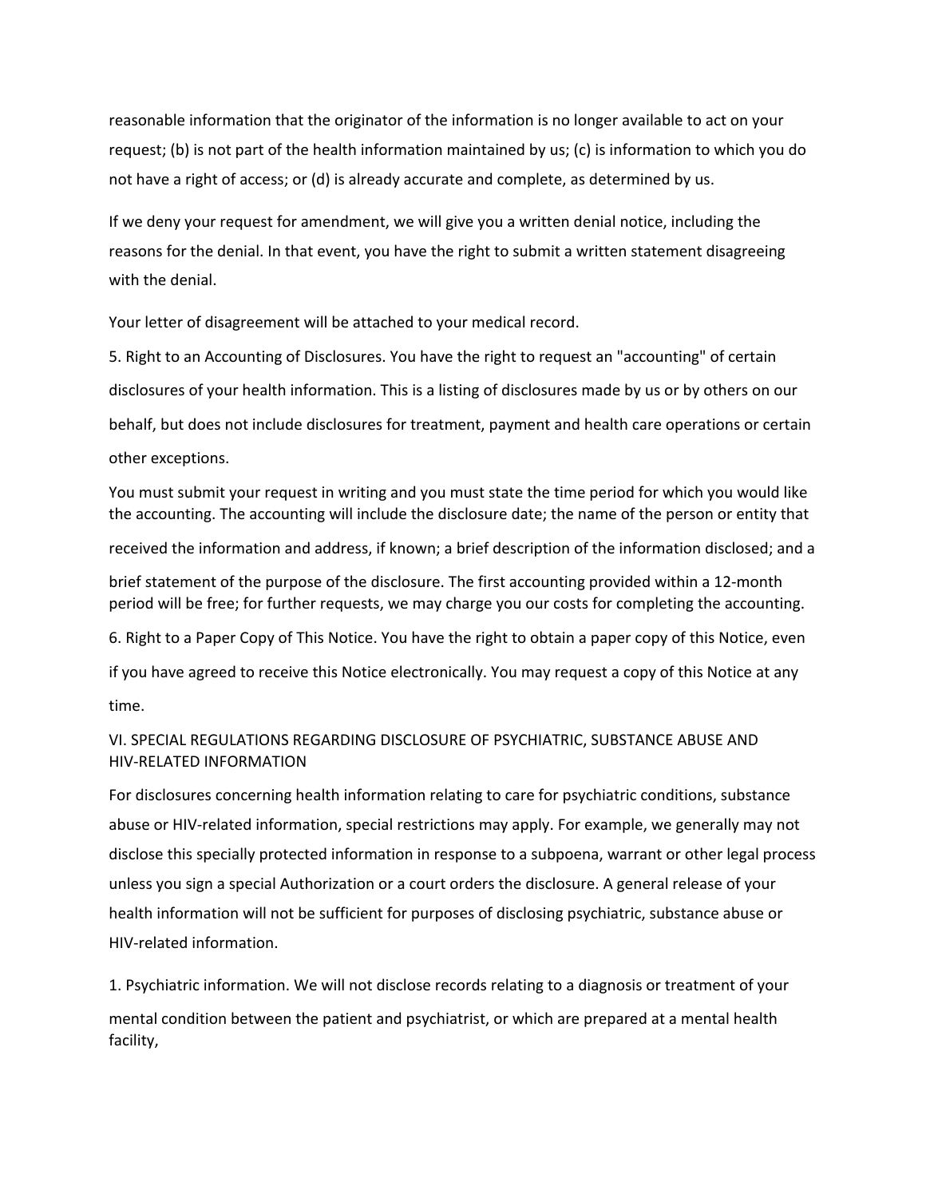reasonable information that the originator of the information is no longer available to act on your request; (b) is not part of the health information maintained by us; (c) is information to which you do not have a right of access; or (d) is already accurate and complete, as determined by us.

If we deny your request for amendment, we will give you a written denial notice, including the reasons for the denial. In that event, you have the right to submit a written statement disagreeing with the denial.

Your letter of disagreement will be attached to your medical record.

5. Right to an Accounting of Disclosures. You have the right to request an "accounting" of certain disclosures of your health information. This is a listing of disclosures made by us or by others on our behalf, but does not include disclosures for treatment, payment and health care operations or certain other exceptions.

You must submit your request in writing and you must state the time period for which you would like the accounting. The accounting will include the disclosure date; the name of the person or entity that received the information and address, if known; a brief description of the information disclosed; and a brief statement of the purpose of the disclosure. The first accounting provided within a 12-month period will be free; for further requests, we may charge you our costs for completing the accounting.

6. Right to a Paper Copy of This Notice. You have the right to obtain a paper copy of this Notice, even if you have agreed to receive this Notice electronically. You may request a copy of this Notice at any time.

## VI. SPECIAL REGULATIONS REGARDING DISCLOSURE OF PSYCHIATRIC, SUBSTANCE ABUSE AND HIV-RELATED INFORMATION

For disclosures concerning health information relating to care for psychiatric conditions, substance abuse or HIV-related information, special restrictions may apply. For example, we generally may not disclose this specially protected information in response to a subpoena, warrant or other legal process unless you sign a special Authorization or a court orders the disclosure. A general release of your health information will not be sufficient for purposes of disclosing psychiatric, substance abuse or HIV-related information.

1. Psychiatric information. We will not disclose records relating to a diagnosis or treatment of your mental condition between the patient and psychiatrist, or which are prepared at a mental health facility,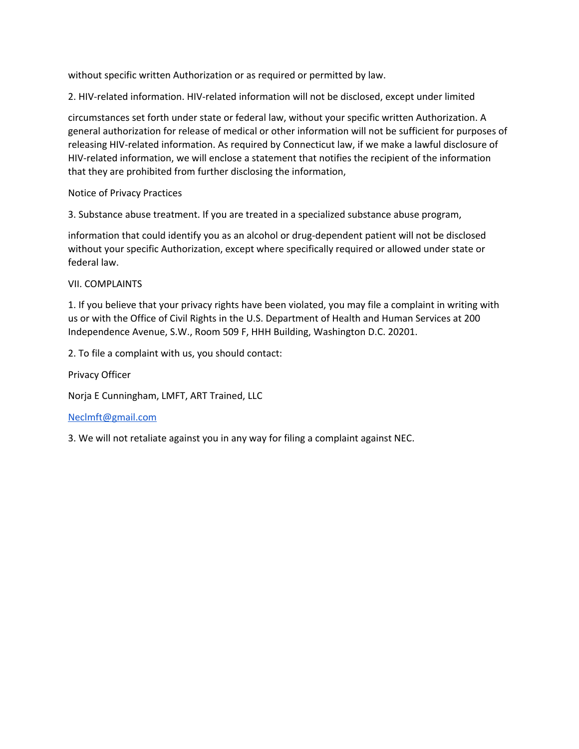without specific written Authorization or as required or permitted by law.

2. HIV-related information. HIV-related information will not be disclosed, except under limited

circumstances set forth under state or federal law, without your specific written Authorization. A general authorization for release of medical or other information will not be sufficient for purposes of releasing HIV-related information. As required by Connecticut law, if we make a lawful disclosure of HIV-related information, we will enclose a statement that notifies the recipient of the information that they are prohibited from further disclosing the information,

Notice of Privacy Practices

3. Substance abuse treatment. If you are treated in a specialized substance abuse program,

information that could identify you as an alcohol or drug-dependent patient will not be disclosed without your specific Authorization, except where specifically required or allowed under state or federal law.

## VII. COMPLAINTS

1. If you believe that your privacy rights have been violated, you may file a complaint in writing with us or with the Office of Civil Rights in the U.S. Department of Health and Human Services at 200 Independence Avenue, S.W., Room 509 F, HHH Building, Washington D.C. 20201.

2. To file a complaint with us, you should contact:

Privacy Officer

Norja E Cunningham, LMFT, ART Trained, LLC

Neclmft@gmail.com

3. We will not retaliate against you in any way for filing a complaint against NEC.